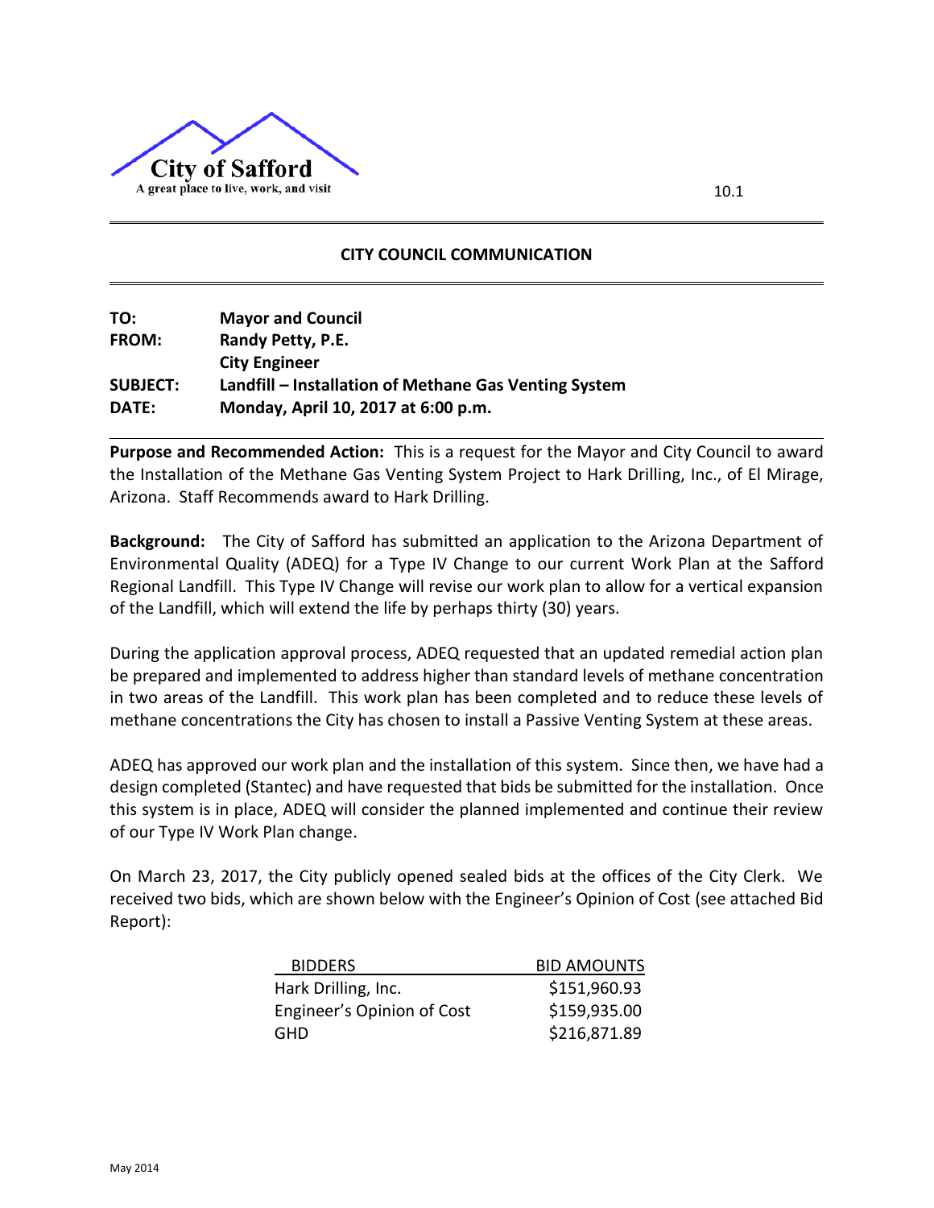City of Safford

A great place to live, work, and visit

10.1

## CITY COUNCIL COMMUNICATION

**TO:** **Mayor and Council**

**FROM:** **Randy Petty, P.E.**
**City Engineer**

**SUBJECT:** **Landfill – Installation of Methane Gas Venting System**

**DATE:** **Monday, April 10, 2017 at 6:00 p.m.**

**Purpose and Recommended Action:** This is a request for the Mayor and City Council to award the Installation of the Methane Gas Venting System Project to Hark Drilling, Inc., of El Mirage, Arizona. Staff Recommends award to Hark Drilling.

**Background:** The City of Safford has submitted an application to the Arizona Department of Environmental Quality (ADEQ) for a Type IV Change to our current Work Plan at the Safford Regional Landfill. This Type IV Change will revise our work plan to allow for a vertical expansion of the Landfill, which will extend the life by perhaps thirty (30) years.

During the application approval process, ADEQ requested that an updated remedial action plan be prepared and implemented to address higher than standard levels of methane concentration in two areas of the Landfill. This work plan has been completed and to reduce these levels of methane concentrations the City has chosen to install a Passive Venting System at these areas.

ADEQ has approved our work plan and the installation of this system. Since then, we have had a design completed (Stantec) and have requested that bids be submitted for the installation. Once this system is in place, ADEQ will consider the planned implemented and continue their review of our Type IV Work Plan change.

On March 23, 2017, the City publicly opened sealed bids at the offices of the City Clerk. We received two bids, which are shown below with the Engineer's Opinion of Cost (see attached Bid Report):

| BIDDERS | BID AMOUNTS |
|---|---|
| Hark Drilling, Inc. | $151,960.93 |
| Engineer's Opinion of Cost | $159,935.00 |
| GHD | $216,871.89 |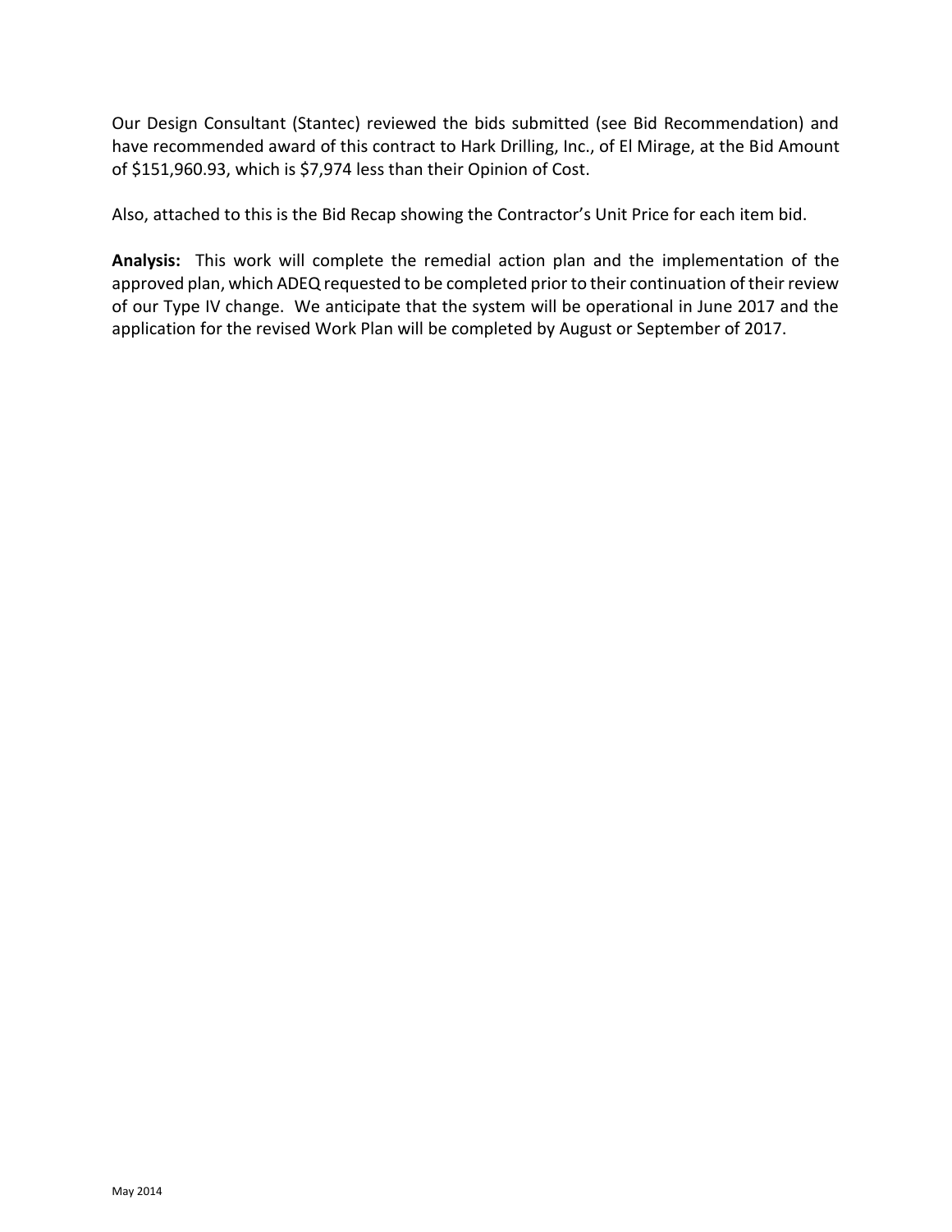Our Design Consultant (Stantec) reviewed the bids submitted (see Bid Recommendation) and have recommended award of this contract to Hark Drilling, Inc., of El Mirage, at the Bid Amount of $151,960.93, which is $7,974 less than their Opinion of Cost.

Also, attached to this is the Bid Recap showing the Contractor's Unit Price for each item bid.

**Analysis:** This work will complete the remedial action plan and the implementation of the approved plan, which ADEQ requested to be completed prior to their continuation of their review of our Type IV change. We anticipate that the system will be operational in June 2017 and the application for the revised Work Plan will be completed by August or September of 2017.